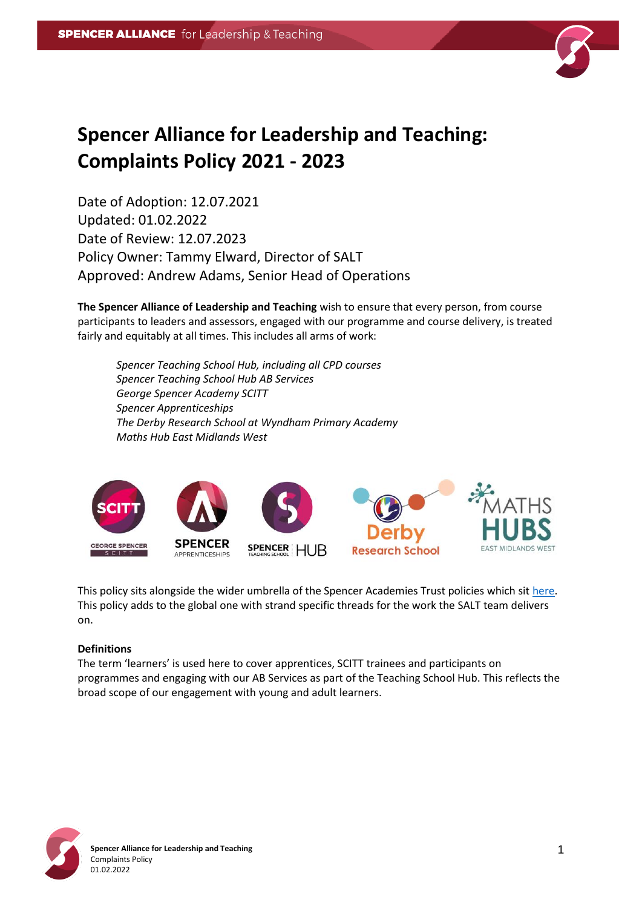# Spencer Alliance for Leadership and Teaching: Complaints Policy 2021 - 2023

Date of Adoption: 12.07.2021
Updated: 01.02.2022
Date of Review: 12.07.2023
Policy Owner: Tammy Elward, Director of SALT
Approved: Andrew Adams, Senior Head of Operations

**The Spencer Alliance of Leadership and Teaching** wish to ensure that every person, from course participants to leaders and assessors, engaged with our programme and course delivery, is treated fairly and equitably at all times. This includes all arms of work:

*Spencer Teaching School Hub, including all CPD courses*
*Spencer Teaching School Hub AB Services*
*George Spencer Academy SCITT*
*Spencer Apprenticeships*
*The Derby Research School at Wyndham Primary Academy*
*Maths Hub East Midlands West*

This policy sits alongside the wider umbrella of the Spencer Academies Trust policies which sit here. This policy adds to the global one with strand specific threads for the work the SALT team delivers on.

**Definitions**
The term 'learners' is used here to cover apprentices, SCITT trainees and participants on programmes and engaging with our AB Services as part of the Teaching School Hub. This reflects the broad scope of our engagement with young and adult learners.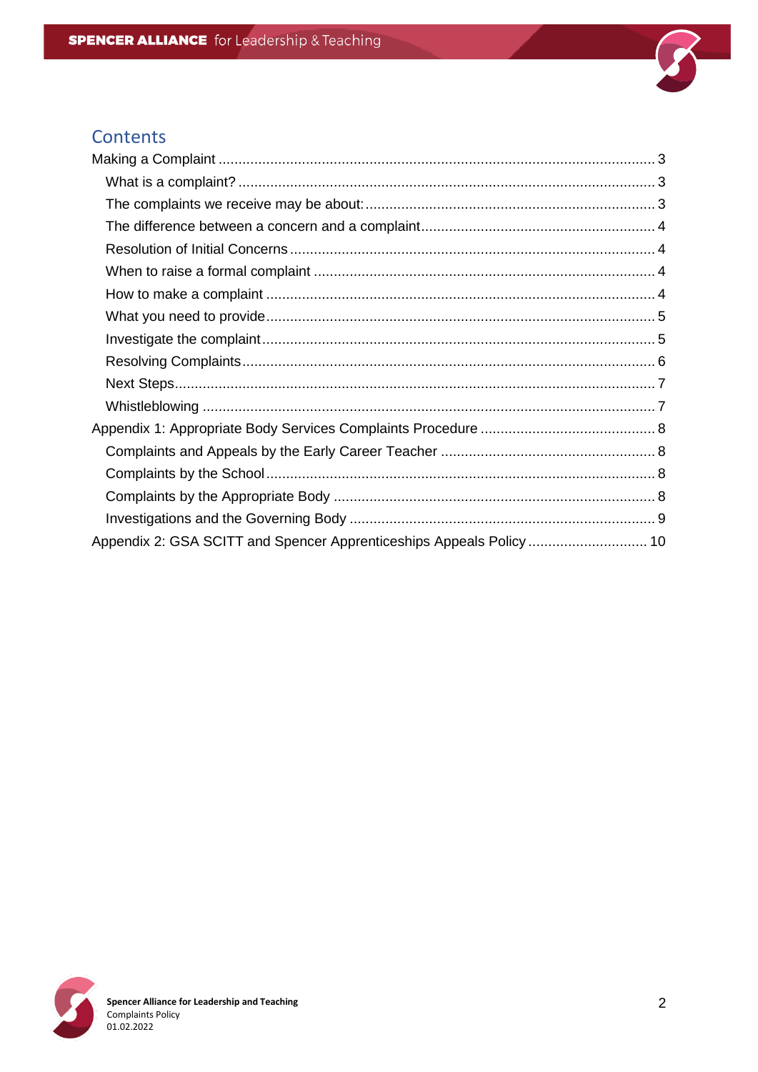## Contents

- Making a Complaint ........ 3
  - What is a complaint? ........ 3
  - The complaints we receive may be about: ........ 3
  - The difference between a concern and a complaint ........ 4
  - Resolution of Initial Concerns ........ 4
  - When to raise a formal complaint ........ 4
  - How to make a complaint ........ 4
  - What you need to provide ........ 5
  - Investigate the complaint ........ 5
  - Resolving Complaints ........ 6
  - Next Steps ........ 7
  - Whistleblowing ........ 7
- Appendix 1: Appropriate Body Services Complaints Procedure ........ 8
  - Complaints and Appeals by the Early Career Teacher ........ 8
  - Complaints by the School ........ 8
  - Complaints by the Appropriate Body ........ 8
  - Investigations and the Governing Body ........ 9
- Appendix 2: GSA SCITT and Spencer Apprenticeships Appeals Policy ........ 10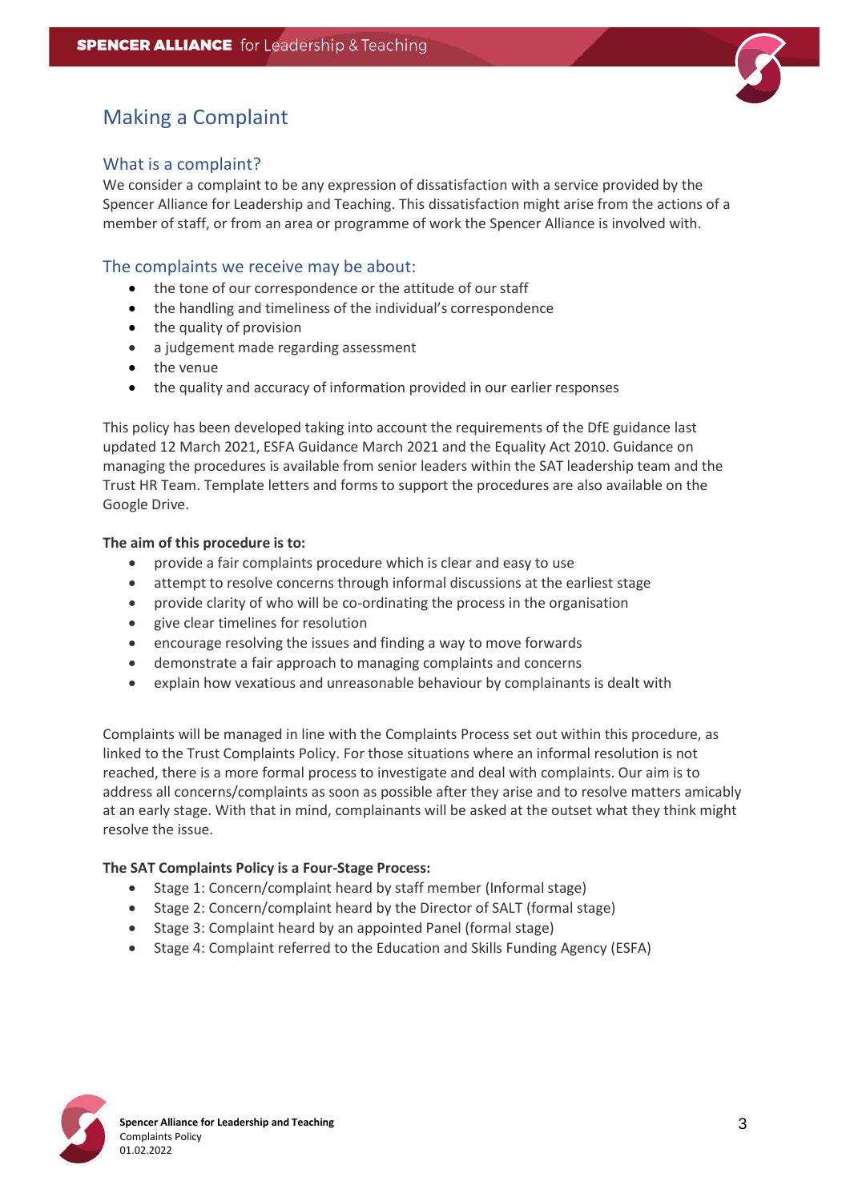# Making a Complaint

## What is a complaint?

We consider a complaint to be any expression of dissatisfaction with a service provided by the Spencer Alliance for Leadership and Teaching. This dissatisfaction might arise from the actions of a member of staff, or from an area or programme of work the Spencer Alliance is involved with.

## The complaints we receive may be about:

- the tone of our correspondence or the attitude of our staff
- the handling and timeliness of the individual's correspondence
- the quality of provision
- a judgement made regarding assessment
- the venue
- the quality and accuracy of information provided in our earlier responses

This policy has been developed taking into account the requirements of the DfE guidance last updated 12 March 2021, ESFA Guidance March 2021 and the Equality Act 2010. Guidance on managing the procedures is available from senior leaders within the SAT leadership team and the Trust HR Team. Template letters and forms to support the procedures are also available on the Google Drive.

**The aim of this procedure is to:**

- provide a fair complaints procedure which is clear and easy to use
- attempt to resolve concerns through informal discussions at the earliest stage
- provide clarity of who will be co-ordinating the process in the organisation
- give clear timelines for resolution
- encourage resolving the issues and finding a way to move forwards
- demonstrate a fair approach to managing complaints and concerns
- explain how vexatious and unreasonable behaviour by complainants is dealt with

Complaints will be managed in line with the Complaints Process set out within this procedure, as linked to the Trust Complaints Policy. For those situations where an informal resolution is not reached, there is a more formal process to investigate and deal with complaints. Our aim is to address all concerns/complaints as soon as possible after they arise and to resolve matters amicably at an early stage. With that in mind, complainants will be asked at the outset what they think might resolve the issue.

**The SAT Complaints Policy is a Four-Stage Process:**

- Stage 1: Concern/complaint heard by staff member (Informal stage)
- Stage 2: Concern/complaint heard by the Director of SALT (formal stage)
- Stage 3: Complaint heard by an appointed Panel (formal stage)
- Stage 4: Complaint referred to the Education and Skills Funding Agency (ESFA)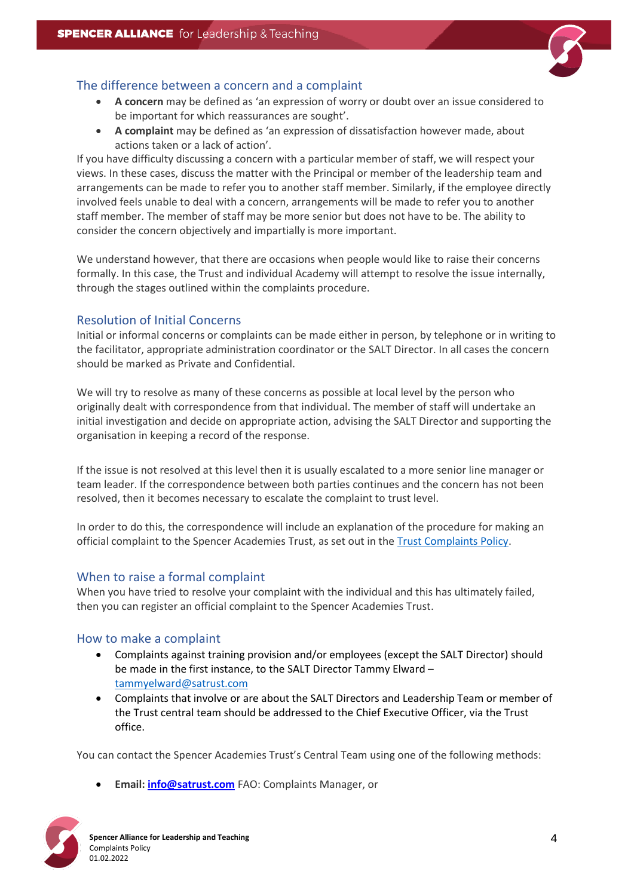## The difference between a concern and a complaint

- **A concern** may be defined as 'an expression of worry or doubt over an issue considered to be important for which reassurances are sought'.
- **A complaint** may be defined as 'an expression of dissatisfaction however made, about actions taken or a lack of action'.

If you have difficulty discussing a concern with a particular member of staff, we will respect your views. In these cases, discuss the matter with the Principal or member of the leadership team and arrangements can be made to refer you to another staff member. Similarly, if the employee directly involved feels unable to deal with a concern, arrangements will be made to refer you to another staff member. The member of staff may be more senior but does not have to be. The ability to consider the concern objectively and impartially is more important.

We understand however, that there are occasions when people would like to raise their concerns formally. In this case, the Trust and individual Academy will attempt to resolve the issue internally, through the stages outlined within the complaints procedure.

## Resolution of Initial Concerns

Initial or informal concerns or complaints can be made either in person, by telephone or in writing to the facilitator, appropriate administration coordinator or the SALT Director. In all cases the concern should be marked as Private and Confidential.

We will try to resolve as many of these concerns as possible at local level by the person who originally dealt with correspondence from that individual. The member of staff will undertake an initial investigation and decide on appropriate action, advising the SALT Director and supporting the organisation in keeping a record of the response.

If the issue is not resolved at this level then it is usually escalated to a more senior line manager or team leader. If the correspondence between both parties continues and the concern has not been resolved, then it becomes necessary to escalate the complaint to trust level.

In order to do this, the correspondence will include an explanation of the procedure for making an official complaint to the Spencer Academies Trust, as set out in the Trust Complaints Policy.

## When to raise a formal complaint

When you have tried to resolve your complaint with the individual and this has ultimately failed, then you can register an official complaint to the Spencer Academies Trust.

## How to make a complaint

- Complaints against training provision and/or employees (except the SALT Director) should be made in the first instance, to the SALT Director Tammy Elward – tammyelward@satrust.com
- Complaints that involve or are about the SALT Directors and Leadership Team or member of the Trust central team should be addressed to the Chief Executive Officer, via the Trust office.

You can contact the Spencer Academies Trust's Central Team using one of the following methods:

- **Email: info@satrust.com** FAO: Complaints Manager, or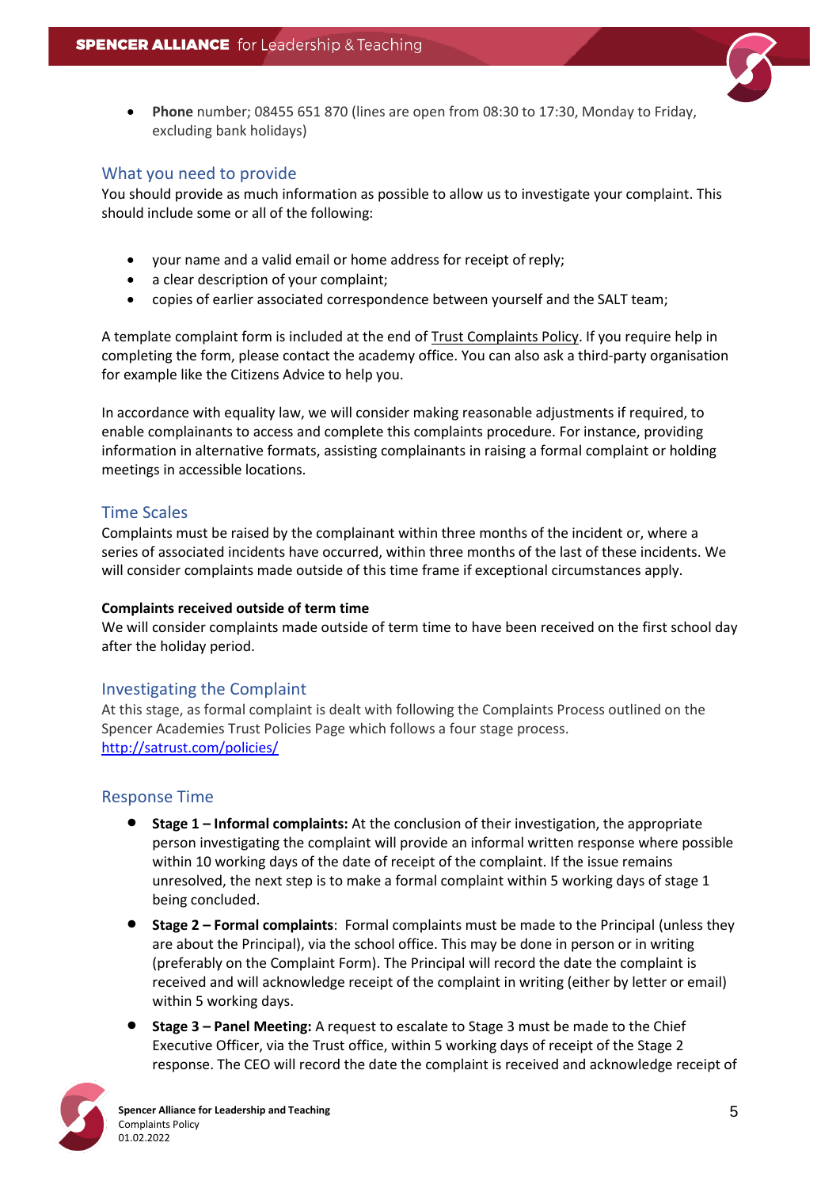- **Phone** number; 08455 651 870 (lines are open from 08:30 to 17:30, Monday to Friday, excluding bank holidays)

## What you need to provide

You should provide as much information as possible to allow us to investigate your complaint. This should include some or all of the following:

- your name and a valid email or home address for receipt of reply;
- a clear description of your complaint;
- copies of earlier associated correspondence between yourself and the SALT team;

A template complaint form is included at the end of Trust Complaints Policy. If you require help in completing the form, please contact the academy office. You can also ask a third-party organisation for example like the Citizens Advice to help you.

In accordance with equality law, we will consider making reasonable adjustments if required, to enable complainants to access and complete this complaints procedure. For instance, providing information in alternative formats, assisting complainants in raising a formal complaint or holding meetings in accessible locations.

## Time Scales

Complaints must be raised by the complainant within three months of the incident or, where a series of associated incidents have occurred, within three months of the last of these incidents. We will consider complaints made outside of this time frame if exceptional circumstances apply.

**Complaints received outside of term time**

We will consider complaints made outside of term time to have been received on the first school day after the holiday period.

## Investigating the Complaint

At this stage, as formal complaint is dealt with following the Complaints Process outlined on the Spencer Academies Trust Policies Page which follows a four stage process.
http://satrust.com/policies/

## Response Time

- **Stage 1 – Informal complaints:** At the conclusion of their investigation, the appropriate person investigating the complaint will provide an informal written response where possible within 10 working days of the date of receipt of the complaint. If the issue remains unresolved, the next step is to make a formal complaint within 5 working days of stage 1 being concluded.
- **Stage 2 – Formal complaints**: Formal complaints must be made to the Principal (unless they are about the Principal), via the school office. This may be done in person or in writing (preferably on the Complaint Form). The Principal will record the date the complaint is received and will acknowledge receipt of the complaint in writing (either by letter or email) within 5 working days.
- **Stage 3 – Panel Meeting:** A request to escalate to Stage 3 must be made to the Chief Executive Officer, via the Trust office, within 5 working days of receipt of the Stage 2 response. The CEO will record the date the complaint is received and acknowledge receipt of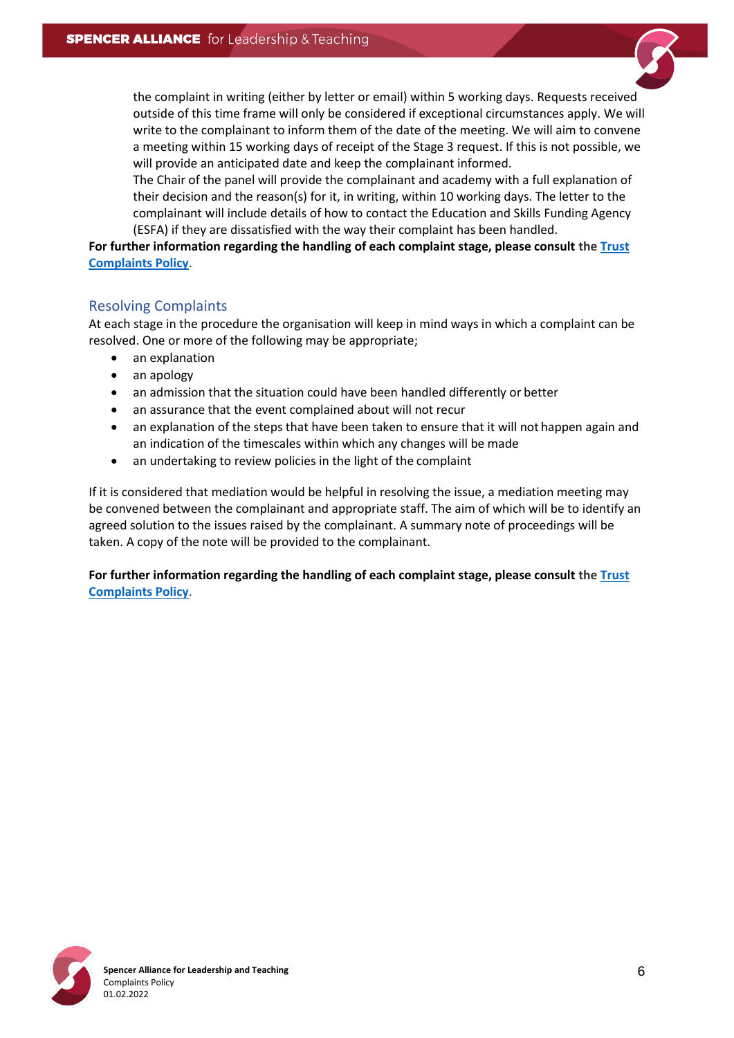the complaint in writing (either by letter or email) within 5 working days. Requests received outside of this time frame will only be considered if exceptional circumstances apply. We will write to the complainant to inform them of the date of the meeting. We will aim to convene a meeting within 15 working days of receipt of the Stage 3 request. If this is not possible, we will provide an anticipated date and keep the complainant informed.

The Chair of the panel will provide the complainant and academy with a full explanation of their decision and the reason(s) for it, in writing, within 10 working days. The letter to the complainant will include details of how to contact the Education and Skills Funding Agency (ESFA) if they are dissatisfied with the way their complaint has been handled.

**For further information regarding the handling of each complaint stage, please consult the [Trust Complaints Policy](Trust Complaints Policy).**

## Resolving Complaints

At each stage in the procedure the organisation will keep in mind ways in which a complaint can be resolved. One or more of the following may be appropriate;

- an explanation
- an apology
- an admission that the situation could have been handled differently or better
- an assurance that the event complained about will not recur
- an explanation of the steps that have been taken to ensure that it will not happen again and an indication of the timescales within which any changes will be made
- an undertaking to review policies in the light of the complaint

If it is considered that mediation would be helpful in resolving the issue, a mediation meeting may be convened between the complainant and appropriate staff. The aim of which will be to identify an agreed solution to the issues raised by the complainant. A summary note of proceedings will be taken. A copy of the note will be provided to the complainant.

**For further information regarding the handling of each complaint stage, please consult the [Trust Complaints Policy](Trust Complaints Policy).**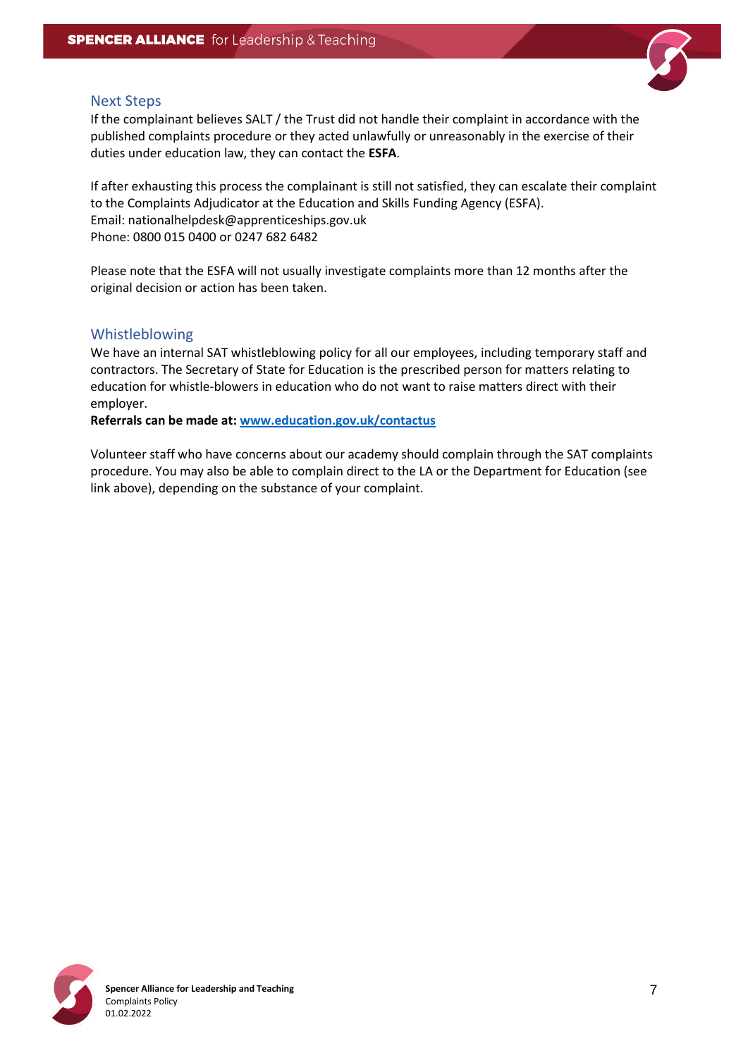## Next Steps

If the complainant believes SALT / the Trust did not handle their complaint in accordance with the published complaints procedure or they acted unlawfully or unreasonably in the exercise of their duties under education law, they can contact the **ESFA**.

If after exhausting this process the complainant is still not satisfied, they can escalate their complaint to the Complaints Adjudicator at the Education and Skills Funding Agency (ESFA).
Email: nationalhelpdesk@apprenticeships.gov.uk
Phone: 0800 015 0400 or 0247 682 6482

Please note that the ESFA will not usually investigate complaints more than 12 months after the original decision or action has been taken.

## Whistleblowing

We have an internal SAT whistleblowing policy for all our employees, including temporary staff and contractors. The Secretary of State for Education is the prescribed person for matters relating to education for whistle-blowers in education who do not want to raise matters direct with their employer.
**Referrals can be made at: [www.education.gov.uk/contactus](www.education.gov.uk/contactus)**

Volunteer staff who have concerns about our academy should complain through the SAT complaints procedure. You may also be able to complain direct to the LA or the Department for Education (see link above), depending on the substance of your complaint.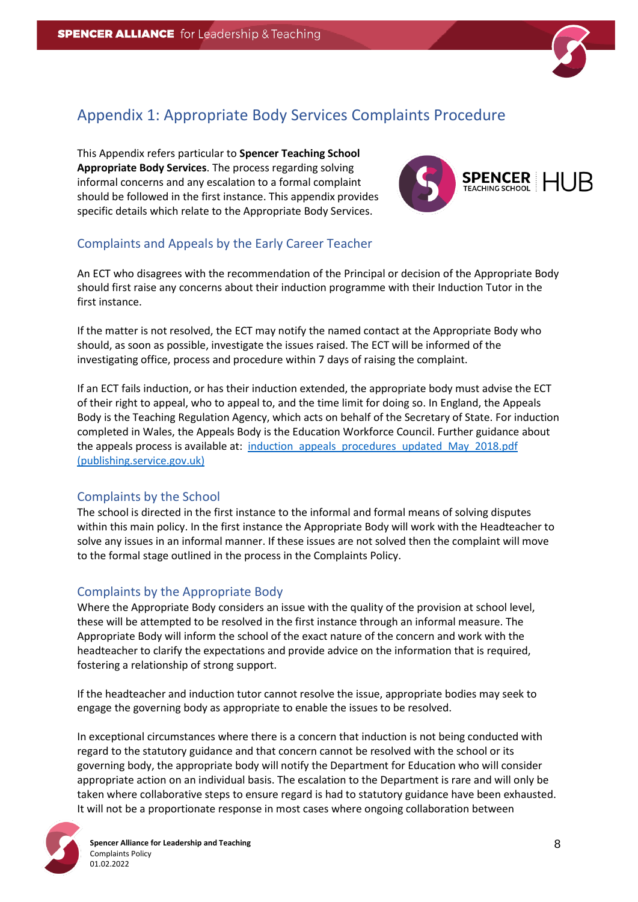# Appendix 1: Appropriate Body Services Complaints Procedure

This Appendix refers particular to **Spencer Teaching School Appropriate Body Services**. The process regarding solving informal concerns and any escalation to a formal complaint should be followed in the first instance. This appendix provides specific details which relate to the Appropriate Body Services.

## Complaints and Appeals by the Early Career Teacher

An ECT who disagrees with the recommendation of the Principal or decision of the Appropriate Body should first raise any concerns about their induction programme with their Induction Tutor in the first instance.

If the matter is not resolved, the ECT may notify the named contact at the Appropriate Body who should, as soon as possible, investigate the issues raised. The ECT will be informed of the investigating office, process and procedure within 7 days of raising the complaint.

If an ECT fails induction, or has their induction extended, the appropriate body must advise the ECT of their right to appeal, who to appeal to, and the time limit for doing so. In England, the Appeals Body is the Teaching Regulation Agency, which acts on behalf of the Secretary of State. For induction completed in Wales, the Appeals Body is the Education Workforce Council. Further guidance about the appeals process is available at: induction_appeals_procedures_updated_May_2018.pdf (publishing.service.gov.uk)

## Complaints by the School

The school is directed in the first instance to the informal and formal means of solving disputes within this main policy. In the first instance the Appropriate Body will work with the Headteacher to solve any issues in an informal manner. If these issues are not solved then the complaint will move to the formal stage outlined in the process in the Complaints Policy.

## Complaints by the Appropriate Body

Where the Appropriate Body considers an issue with the quality of the provision at school level, these will be attempted to be resolved in the first instance through an informal measure. The Appropriate Body will inform the school of the exact nature of the concern and work with the headteacher to clarify the expectations and provide advice on the information that is required, fostering a relationship of strong support.

If the headteacher and induction tutor cannot resolve the issue, appropriate bodies may seek to engage the governing body as appropriate to enable the issues to be resolved.

In exceptional circumstances where there is a concern that induction is not being conducted with regard to the statutory guidance and that concern cannot be resolved with the school or its governing body, the appropriate body will notify the Department for Education who will consider appropriate action on an individual basis. The escalation to the Department is rare and will only be taken where collaborative steps to ensure regard is had to statutory guidance have been exhausted. It will not be a proportionate response in most cases where ongoing collaboration between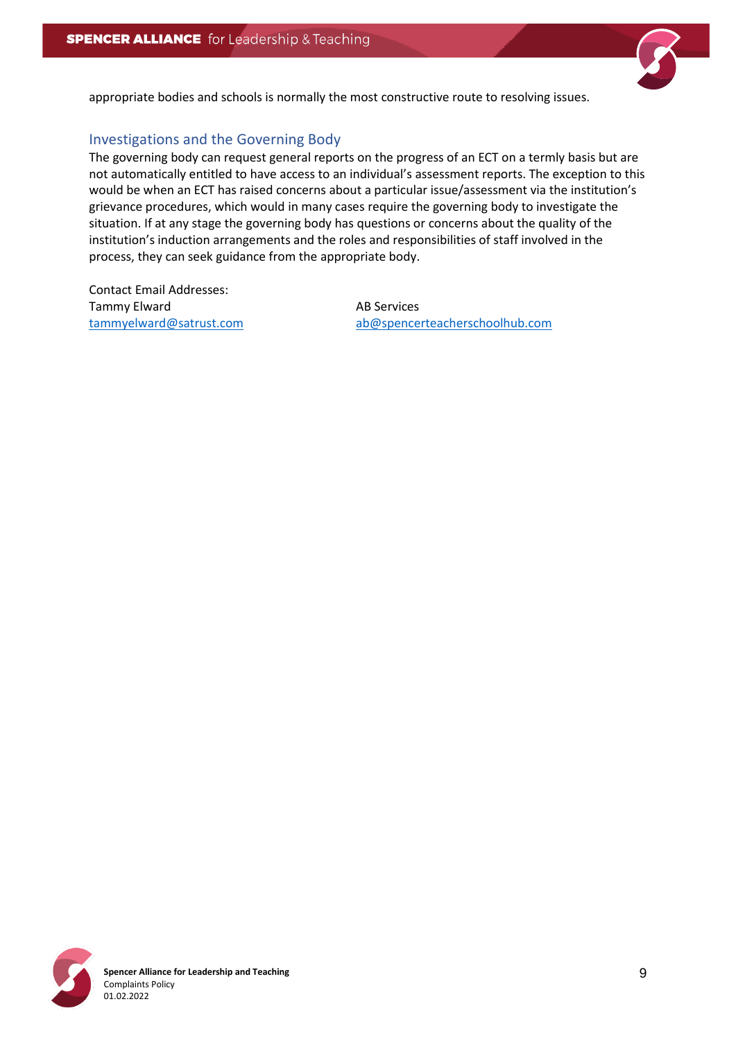appropriate bodies and schools is normally the most constructive route to resolving issues.

## Investigations and the Governing Body

The governing body can request general reports on the progress of an ECT on a termly basis but are not automatically entitled to have access to an individual's assessment reports. The exception to this would be when an ECT has raised concerns about a particular issue/assessment via the institution's grievance procedures, which would in many cases require the governing body to investigate the situation. If at any stage the governing body has questions or concerns about the quality of the institution's induction arrangements and the roles and responsibilities of staff involved in the process, they can seek guidance from the appropriate body.

Contact Email Addresses:

Tammy Elward
tammyelward@satrust.com

AB Services
ab@spencerteacherschoolhub.com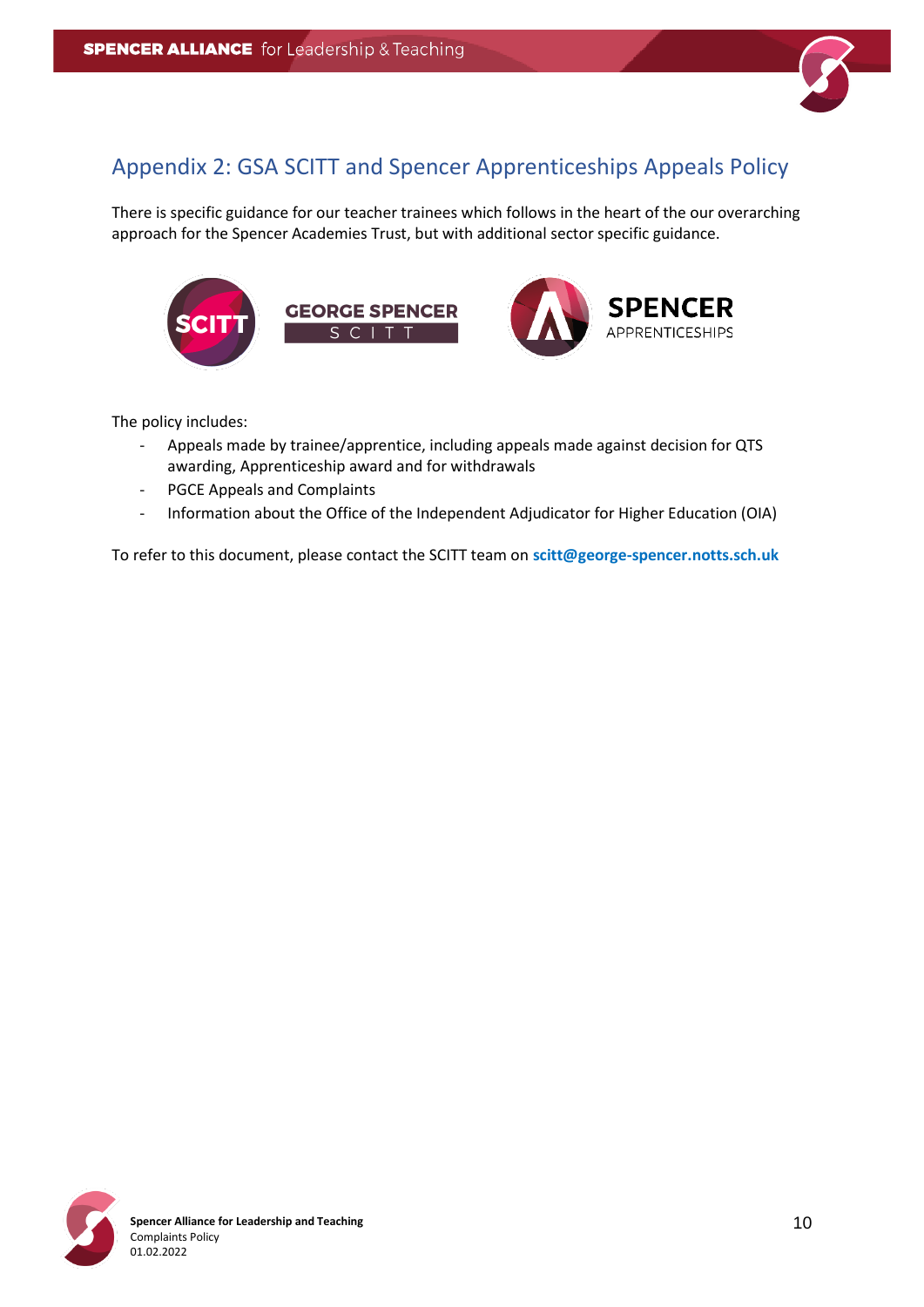## Appendix 2: GSA SCITT and Spencer Apprenticeships Appeals Policy

There is specific guidance for our teacher trainees which follows in the heart of the our overarching approach for the Spencer Academies Trust, but with additional sector specific guidance.

The policy includes:

- Appeals made by trainee/apprentice, including appeals made against decision for QTS awarding, Apprenticeship award and for withdrawals
- PGCE Appeals and Complaints
- Information about the Office of the Independent Adjudicator for Higher Education (OIA)

To refer to this document, please contact the SCITT team on **scitt@george-spencer.notts.sch.uk**